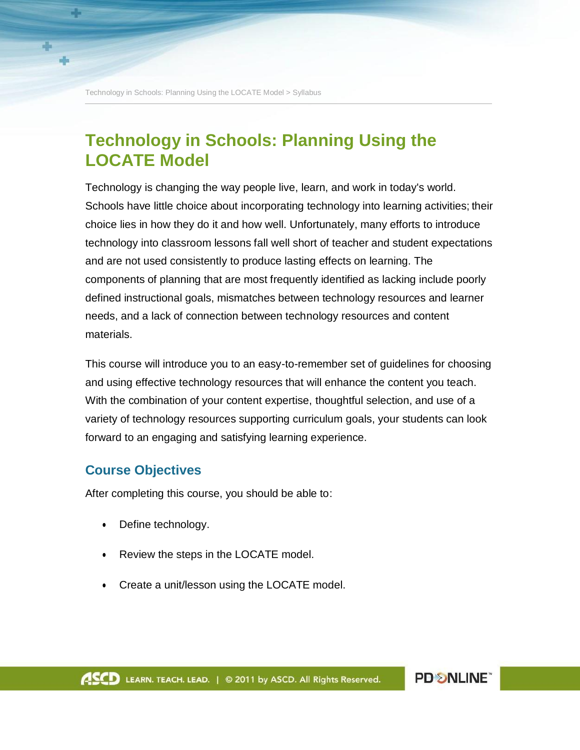# Technology in Schools: Planning Using the LOCATE Model

Technology is changing the way people live, learn, and work in today's world. Schools have little choice about incorporating technology into learning activities; their choice lies in how they do it and how well. Unfortunately, many efforts to introduce technology into classroom lessons fall well short of teacher and student expectations and are not used consistently to produce lasting effects on learning. The components of planning that are most frequently identified as lacking include poorly defined instructional goals, mismatches between technology resources and learner needs, and a lack of connection between technology resources and content materials.

This course will introduce you to an easy-to-remember set of guidelines for choosing and using effective technology resources that will enhance the content you teach. With the combination of your content expertise, thoughtful selection, and use of a variety of technology resources supporting curriculum goals, your students can look forward to an engaging and satisfying learning experience.

## Course Objectives

After completing this course, you should be able to:

- Define technology.
- Review the steps in the LOCATE model.
- Create a unit/lesson using the LOCATE model.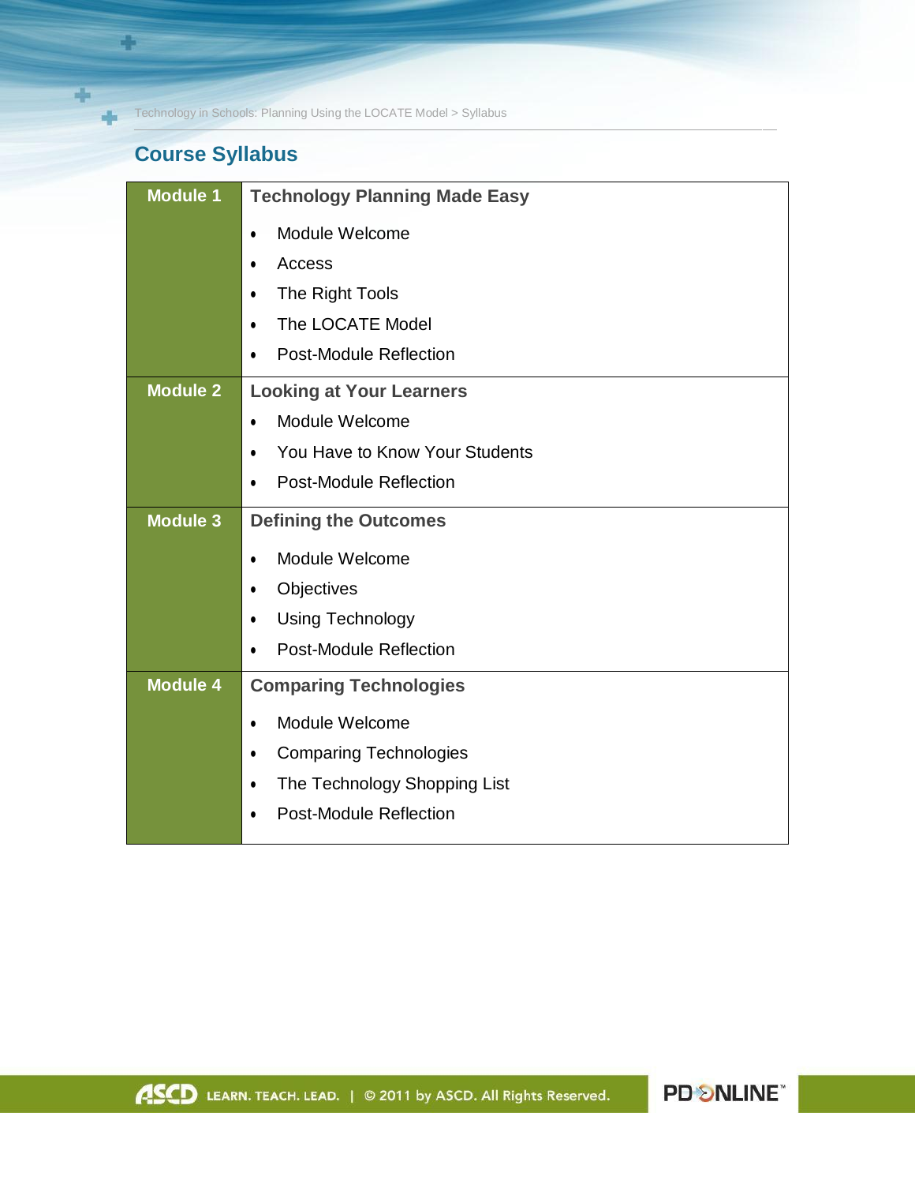## Course Syllabus

| | |
|---|---|
| **Module 1** | **Technology Planning Made Easy**<br>• Module Welcome<br>• Access<br>• The Right Tools<br>• The LOCATE Model<br>• Post-Module Reflection |
| **Module 2** | **Looking at Your Learners**<br>• Module Welcome<br>• You Have to Know Your Students<br>• Post-Module Reflection |
| **Module 3** | **Defining the Outcomes**<br>• Module Welcome<br>• Objectives<br>• Using Technology<br>• Post-Module Reflection |
| **Module 4** | **Comparing Technologies**<br>• Module Welcome<br>• Comparing Technologies<br>• The Technology Shopping List<br>• Post-Module Reflection |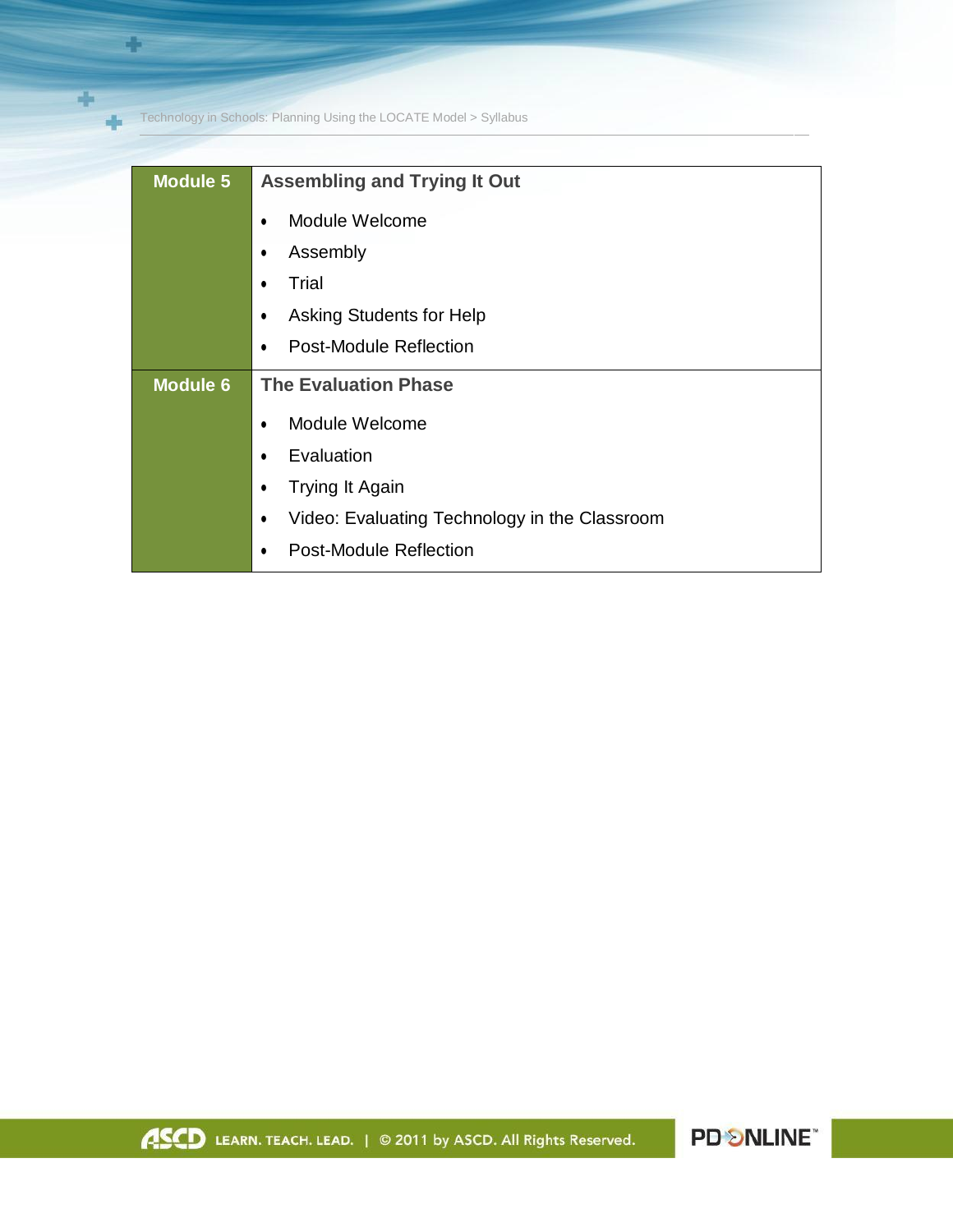| | |
|---|---|
| **Module 5** | **Assembling and Trying It Out**<br><br>• Module Welcome<br>• Assembly<br>• Trial<br>• Asking Students for Help<br>• Post-Module Reflection |
| **Module 6** | **The Evaluation Phase**<br><br>• Module Welcome<br>• Evaluation<br>• Trying It Again<br>• Video: Evaluating Technology in the Classroom<br>• Post-Module Reflection |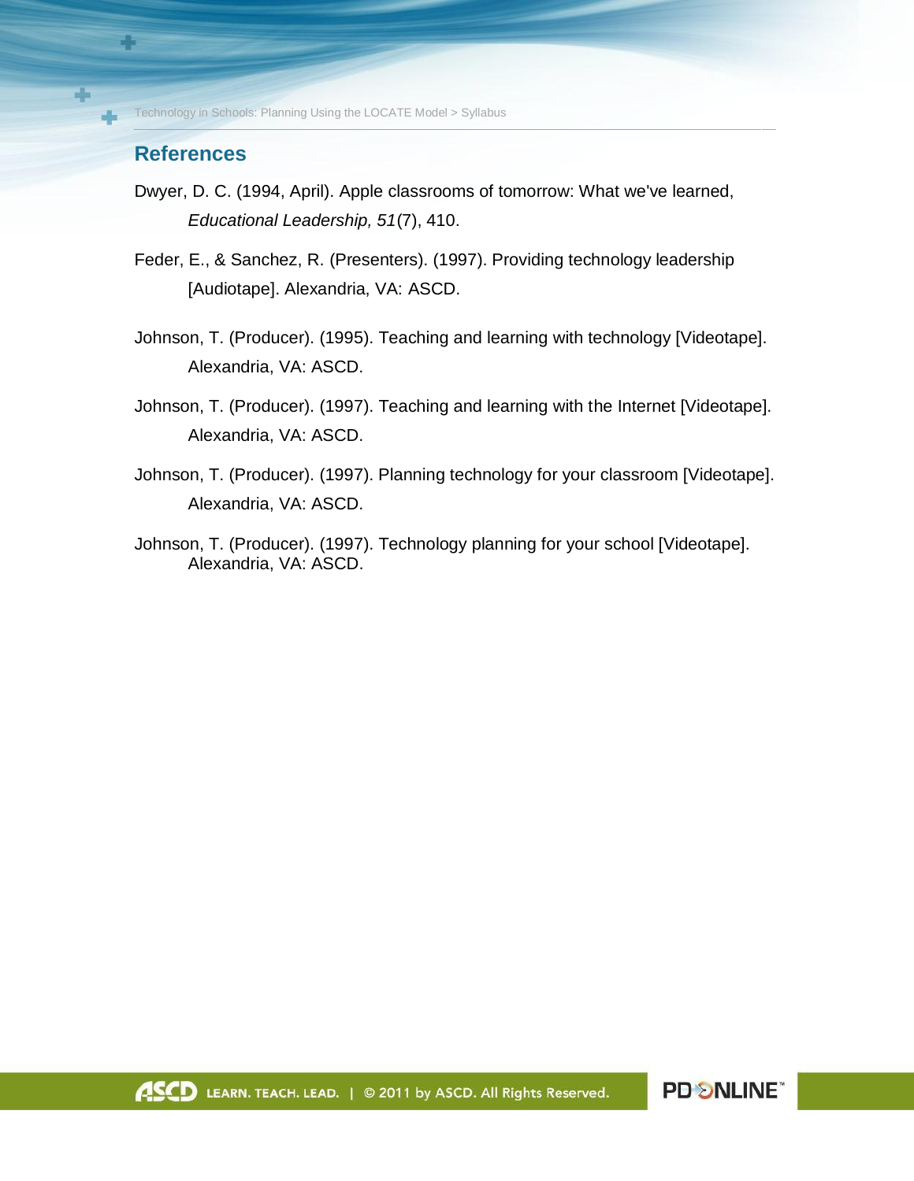## References

Dwyer, D. C. (1994, April). Apple classrooms of tomorrow: What we've learned, *Educational Leadership, 51*(7), 410.

Feder, E., & Sanchez, R. (Presenters). (1997). Providing technology leadership [Audiotape]. Alexandria, VA: ASCD.

Johnson, T. (Producer). (1995). Teaching and learning with technology [Videotape]. Alexandria, VA: ASCD.

Johnson, T. (Producer). (1997). Teaching and learning with the Internet [Videotape]. Alexandria, VA: ASCD.

Johnson, T. (Producer). (1997). Planning technology for your classroom [Videotape]. Alexandria, VA: ASCD.

Johnson, T. (Producer). (1997). Technology planning for your school [Videotape]. Alexandria, VA: ASCD.